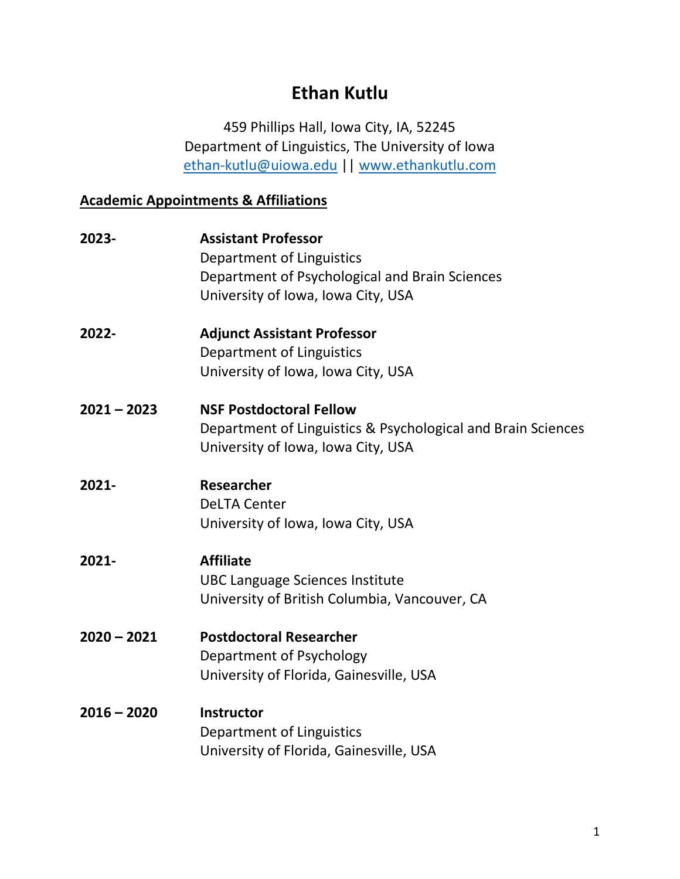# Ethan Kutlu

459 Phillips Hall, Iowa City, IA, 52245
Department of Linguistics, The University of Iowa
[ethan-kutlu@uiowa.edu](mailto:ethan-kutlu@uiowa.edu) || [www.ethankutlu.com](http://www.ethankutlu.com)

## Academic Appointments & Affiliations

**2023-** **Assistant Professor**
Department of Linguistics
Department of Psychological and Brain Sciences
University of Iowa, Iowa City, USA

**2022-** **Adjunct Assistant Professor**
Department of Linguistics
University of Iowa, Iowa City, USA

**2021 – 2023** **NSF Postdoctoral Fellow**
Department of Linguistics & Psychological and Brain Sciences
University of Iowa, Iowa City, USA

**2021-** **Researcher**
DeLTA Center
University of Iowa, Iowa City, USA

**2021-** **Affiliate**
UBC Language Sciences Institute
University of British Columbia, Vancouver, CA

**2020 – 2021** **Postdoctoral Researcher**
Department of Psychology
University of Florida, Gainesville, USA

**2016 – 2020** **Instructor**
Department of Linguistics
University of Florida, Gainesville, USA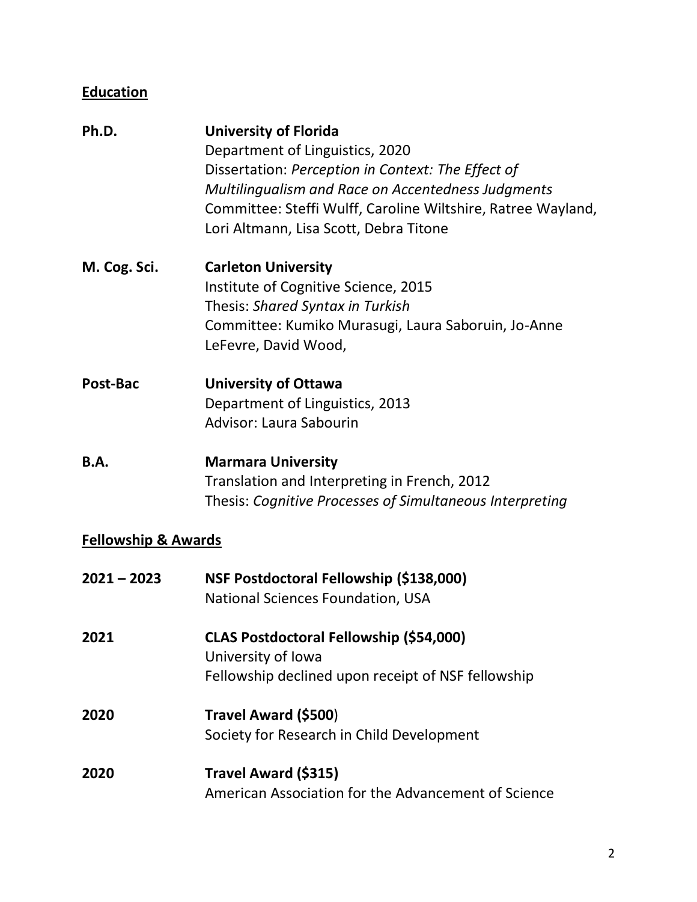## Education

**Ph.D.** **University of Florida**
Department of Linguistics, 2020
Dissertation: *Perception in Context: The Effect of Multilingualism and Race on Accentedness Judgments*
Committee: Steffi Wulff, Caroline Wiltshire, Ratree Wayland, Lori Altmann, Lisa Scott, Debra Titone

**M. Cog. Sci.** **Carleton University**
Institute of Cognitive Science, 2015
Thesis: *Shared Syntax in Turkish*
Committee: Kumiko Murasugi, Laura Saboruin, Jo-Anne LeFevre, David Wood,

**Post-Bac** **University of Ottawa**
Department of Linguistics, 2013
Advisor: Laura Sabourin

**B.A.** **Marmara University**
Translation and Interpreting in French, 2012
Thesis: *Cognitive Processes of Simultaneous Interpreting*

## Fellowship & Awards

**2021 – 2023** **NSF Postdoctoral Fellowship ($138,000)**
National Sciences Foundation, USA

**2021** **CLAS Postdoctoral Fellowship ($54,000)**
University of Iowa
Fellowship declined upon receipt of NSF fellowship

**2020** **Travel Award ($500**)
Society for Research in Child Development

**2020** **Travel Award ($315)**
American Association for the Advancement of Science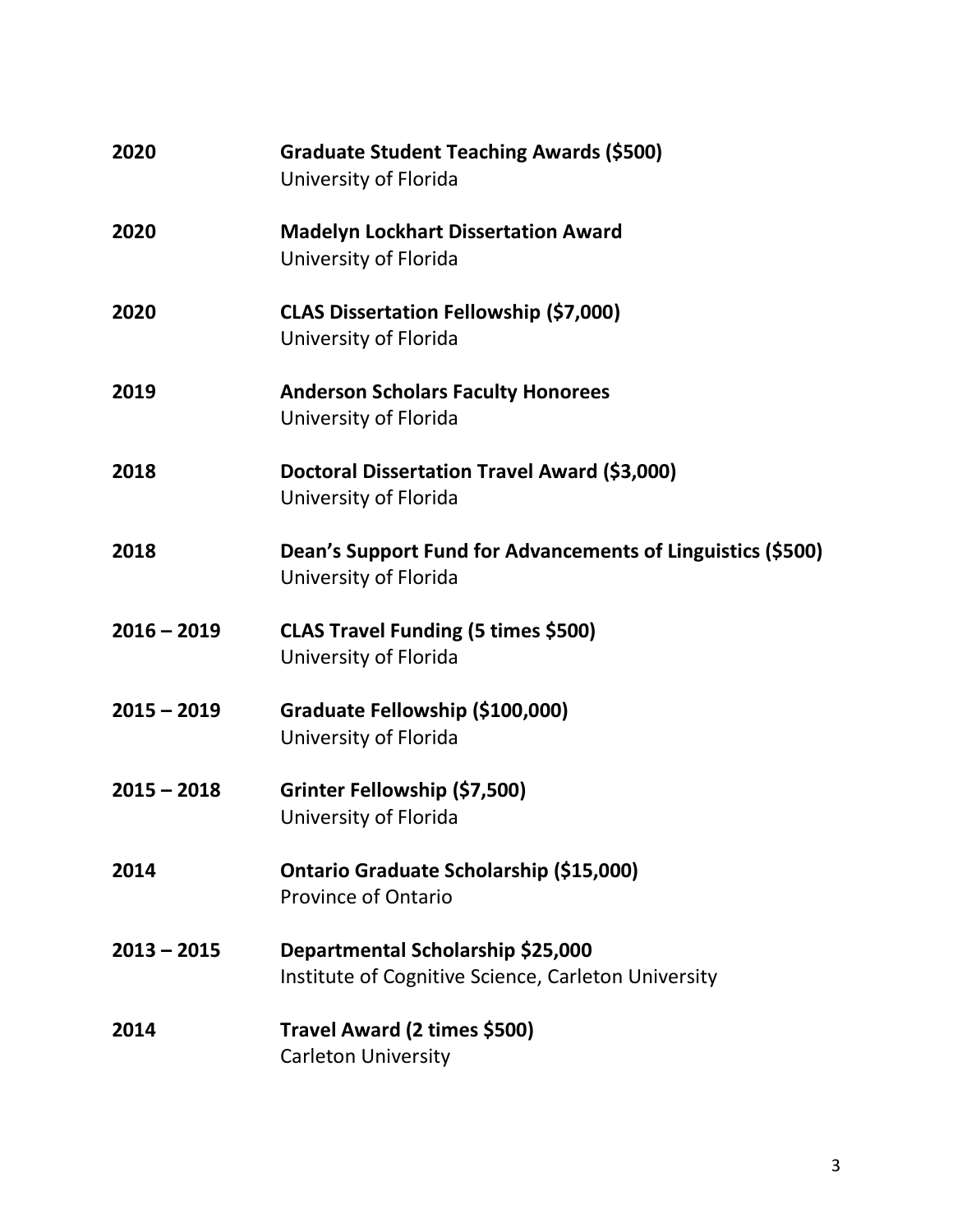**2020** **Graduate Student Teaching Awards ($500)**
University of Florida

**2020** **Madelyn Lockhart Dissertation Award**
University of Florida

**2020** **CLAS Dissertation Fellowship ($7,000)**
University of Florida

**2019** **Anderson Scholars Faculty Honorees**
University of Florida

**2018** **Doctoral Dissertation Travel Award ($3,000)**
University of Florida

**2018** **Dean's Support Fund for Advancements of Linguistics ($500)**
University of Florida

**2016 – 2019** **CLAS Travel Funding (5 times $500)**
University of Florida

**2015 – 2019** **Graduate Fellowship ($100,000)**
University of Florida

**2015 – 2018** **Grinter Fellowship ($7,500)**
University of Florida

**2014** **Ontario Graduate Scholarship ($15,000)**
Province of Ontario

**2013 – 2015** **Departmental Scholarship $25,000**
Institute of Cognitive Science, Carleton University

**2014** **Travel Award (2 times $500)**
Carleton University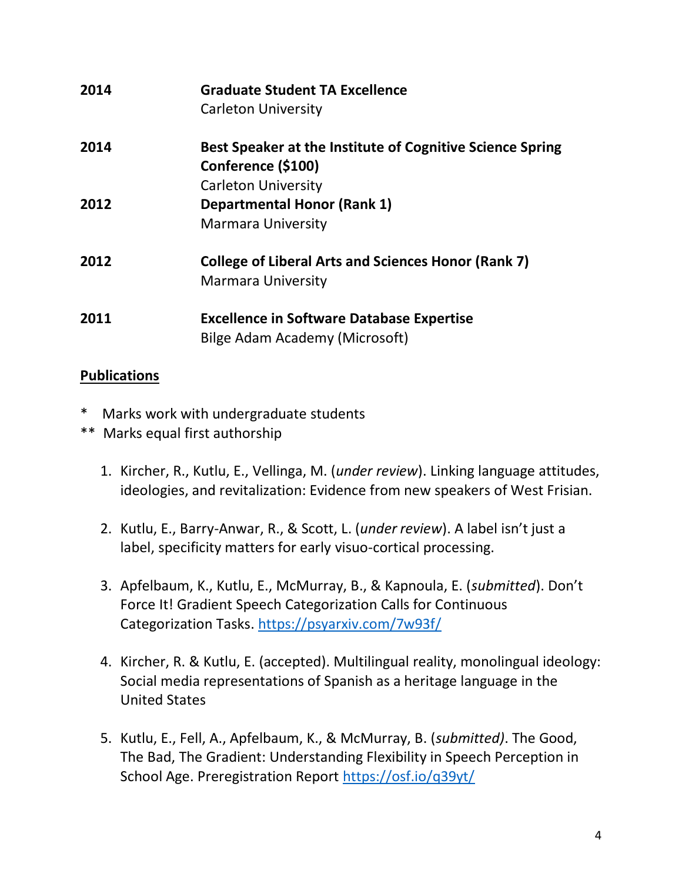**2014** **Graduate Student TA Excellence**
Carleton University

**2014** **Best Speaker at the Institute of Cognitive Science Spring Conference ($100)**
Carleton University

**2012** **Departmental Honor (Rank 1)**
Marmara University

**2012** **College of Liberal Arts and Sciences Honor (Rank 7)**
Marmara University

**2011** **Excellence in Software Database Expertise**
Bilge Adam Academy (Microsoft)

## Publications

\* Marks work with undergraduate students
\*\* Marks equal first authorship

1. Kircher, R., Kutlu, E., Vellinga, M. (*under review*). Linking language attitudes, ideologies, and revitalization: Evidence from new speakers of West Frisian.

2. Kutlu, E., Barry-Anwar, R., & Scott, L. (*under review*). A label isn't just a label, specificity matters for early visuo-cortical processing.

3. Apfelbaum, K., Kutlu, E., McMurray, B., & Kapnoula, E. (*submitted*). Don't Force It! Gradient Speech Categorization Calls for Continuous Categorization Tasks. https://psyarxiv.com/7w93f/

4. Kircher, R. & Kutlu, E. (accepted). Multilingual reality, monolingual ideology: Social media representations of Spanish as a heritage language in the United States

5. Kutlu, E., Fell, A., Apfelbaum, K., & McMurray, B. (*submitted)*. The Good, The Bad, The Gradient: Understanding Flexibility in Speech Perception in School Age. Preregistration Report https://osf.io/q39yt/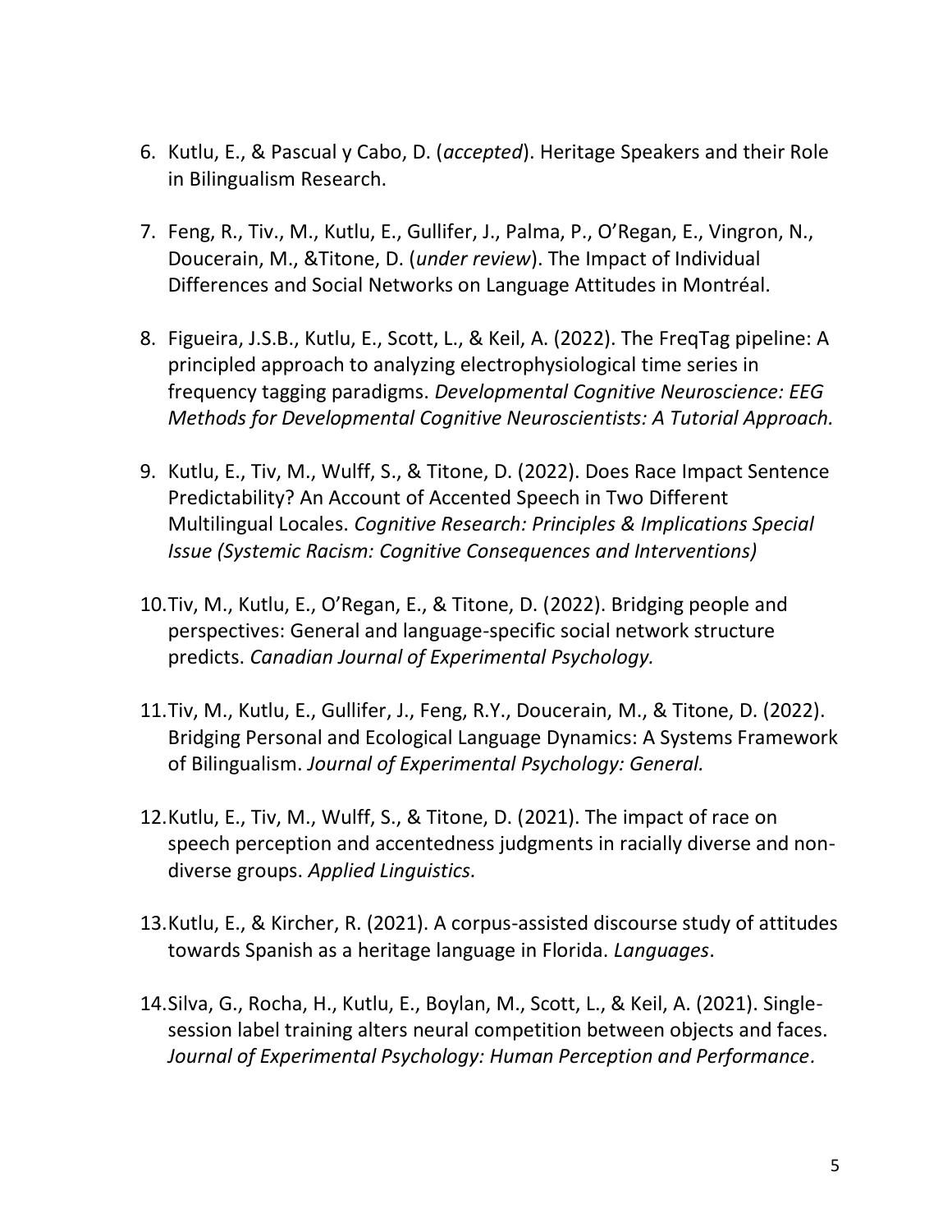6. Kutlu, E., & Pascual y Cabo, D. (*accepted*). Heritage Speakers and their Role in Bilingualism Research.

7. Feng, R., Tiv., M., Kutlu, E., Gullifer, J., Palma, P., O'Regan, E., Vingron, N., Doucerain, M., &Titone, D. (*under review*). The Impact of Individual Differences and Social Networks on Language Attitudes in Montréal.

8. Figueira, J.S.B., Kutlu, E., Scott, L., & Keil, A. (2022). The FreqTag pipeline: A principled approach to analyzing electrophysiological time series in frequency tagging paradigms. *Developmental Cognitive Neuroscience: EEG Methods for Developmental Cognitive Neuroscientists: A Tutorial Approach.*

9. Kutlu, E., Tiv, M., Wulff, S., & Titone, D. (2022). Does Race Impact Sentence Predictability? An Account of Accented Speech in Two Different Multilingual Locales. *Cognitive Research: Principles & Implications Special Issue (Systemic Racism: Cognitive Consequences and Interventions)*

10. Tiv, M., Kutlu, E., O'Regan, E., & Titone, D. (2022). Bridging people and perspectives: General and language-specific social network structure predicts. *Canadian Journal of Experimental Psychology.*

11. Tiv, M., Kutlu, E., Gullifer, J., Feng, R.Y., Doucerain, M., & Titone, D. (2022). Bridging Personal and Ecological Language Dynamics: A Systems Framework of Bilingualism. *Journal of Experimental Psychology: General.*

12. Kutlu, E., Tiv, M., Wulff, S., & Titone, D. (2021). The impact of race on speech perception and accentedness judgments in racially diverse and non-diverse groups. *Applied Linguistics.*

13. Kutlu, E., & Kircher, R. (2021). A corpus-assisted discourse study of attitudes towards Spanish as a heritage language in Florida. *Languages*.

14. Silva, G., Rocha, H., Kutlu, E., Boylan, M., Scott, L., & Keil, A. (2021). Single-session label training alters neural competition between objects and faces. *Journal of Experimental Psychology: Human Perception and Performance.*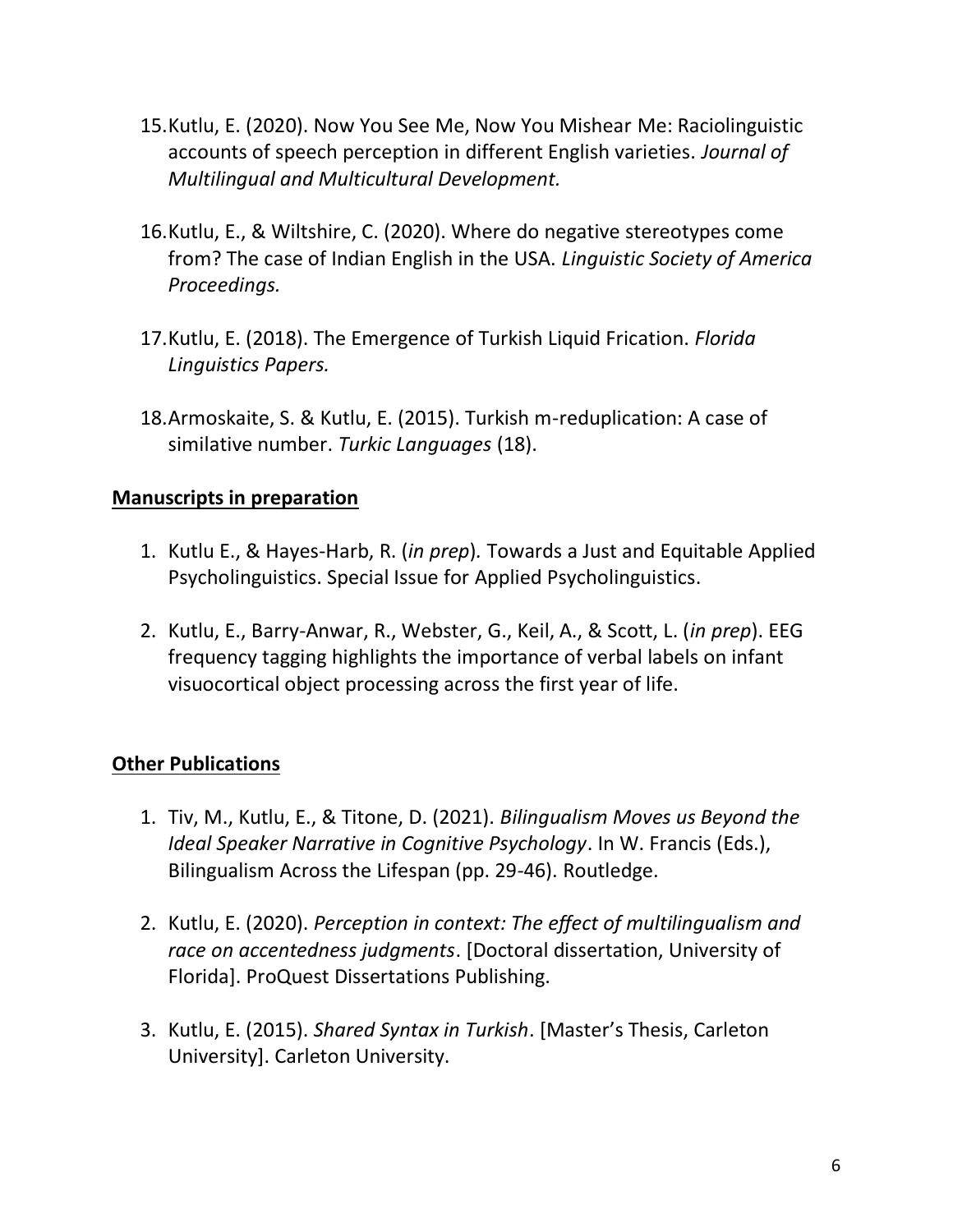15. Kutlu, E. (2020). Now You See Me, Now You Mishear Me: Raciolinguistic accounts of speech perception in different English varieties. *Journal of Multilingual and Multicultural Development.*

16. Kutlu, E., & Wiltshire, C. (2020). Where do negative stereotypes come from? The case of Indian English in the USA. *Linguistic Society of America Proceedings.*

17. Kutlu, E. (2018). The Emergence of Turkish Liquid Frication. *Florida Linguistics Papers.*

18. Armoskaite, S. & Kutlu, E. (2015). Turkish m-reduplication: A case of similative number. *Turkic Languages* (18).

## Manuscripts in preparation

1. Kutlu E., & Hayes-Harb, R. (*in prep*)*.* Towards a Just and Equitable Applied Psycholinguistics. Special Issue for Applied Psycholinguistics.

2. Kutlu, E., Barry-Anwar, R., Webster, G., Keil, A., & Scott, L. (*in prep*). EEG frequency tagging highlights the importance of verbal labels on infant visuocortical object processing across the first year of life.

## Other Publications

1. Tiv, M., Kutlu, E., & Titone, D. (2021). *Bilingualism Moves us Beyond the Ideal Speaker Narrative in Cognitive Psychology*. In W. Francis (Eds.), Bilingualism Across the Lifespan (pp. 29-46). Routledge.

2. Kutlu, E. (2020). *Perception in context: The effect of multilingualism and race on accentedness judgments*. [Doctoral dissertation, University of Florida]. ProQuest Dissertations Publishing.

3. Kutlu, E. (2015). *Shared Syntax in Turkish*. [Master's Thesis, Carleton University]. Carleton University.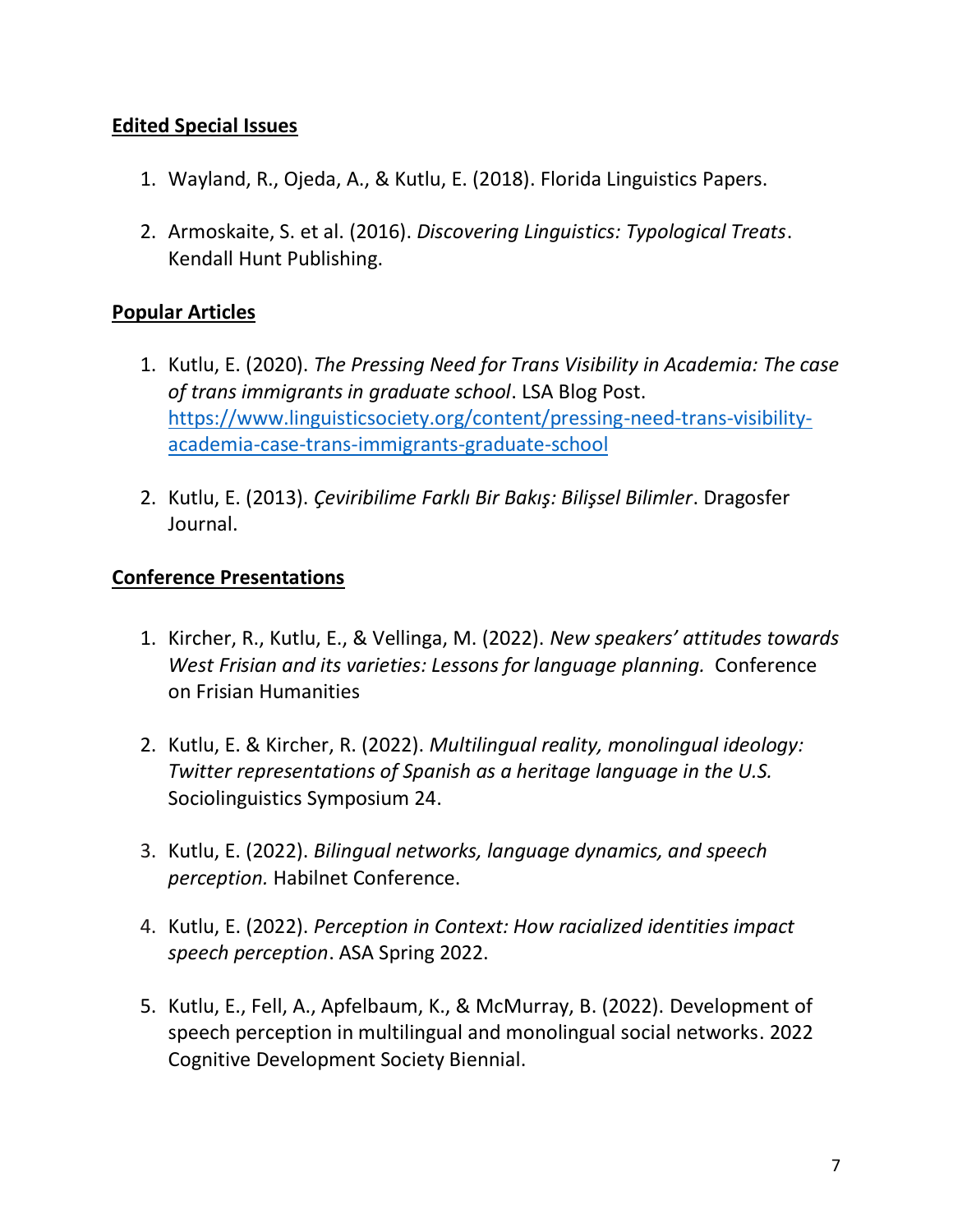## Edited Special Issues

1. Wayland, R., Ojeda, A., & Kutlu, E. (2018). Florida Linguistics Papers.

2. Armoskaite, S. et al. (2016). *Discovering Linguistics: Typological Treats*. Kendall Hunt Publishing.

## Popular Articles

1. Kutlu, E. (2020). *The Pressing Need for Trans Visibility in Academia: The case of trans immigrants in graduate school*. LSA Blog Post. [https://www.linguisticsociety.org/content/pressing-need-trans-visibility-academia-case-trans-immigrants-graduate-school](https://www.linguisticsociety.org/content/pressing-need-trans-visibility-academia-case-trans-immigrants-graduate-school)

2. Kutlu, E. (2013). *Çeviribilime Farklı Bir Bakış: Bilişsel Bilimler*. Dragosfer Journal.

## Conference Presentations

1. Kircher, R., Kutlu, E., & Vellinga, M. (2022). *New speakers' attitudes towards West Frisian and its varieties: Lessons for language planning.* Conference on Frisian Humanities

2. Kutlu, E. & Kircher, R. (2022). *Multilingual reality, monolingual ideology: Twitter representations of Spanish as a heritage language in the U.S.* Sociolinguistics Symposium 24.

3. Kutlu, E. (2022). *Bilingual networks, language dynamics, and speech perception.* Habilnet Conference.

4. Kutlu, E. (2022). *Perception in Context: How racialized identities impact speech perception*. ASA Spring 2022.

5. Kutlu, E., Fell, A., Apfelbaum, K., & McMurray, B. (2022). Development of speech perception in multilingual and monolingual social networks. 2022 Cognitive Development Society Biennial.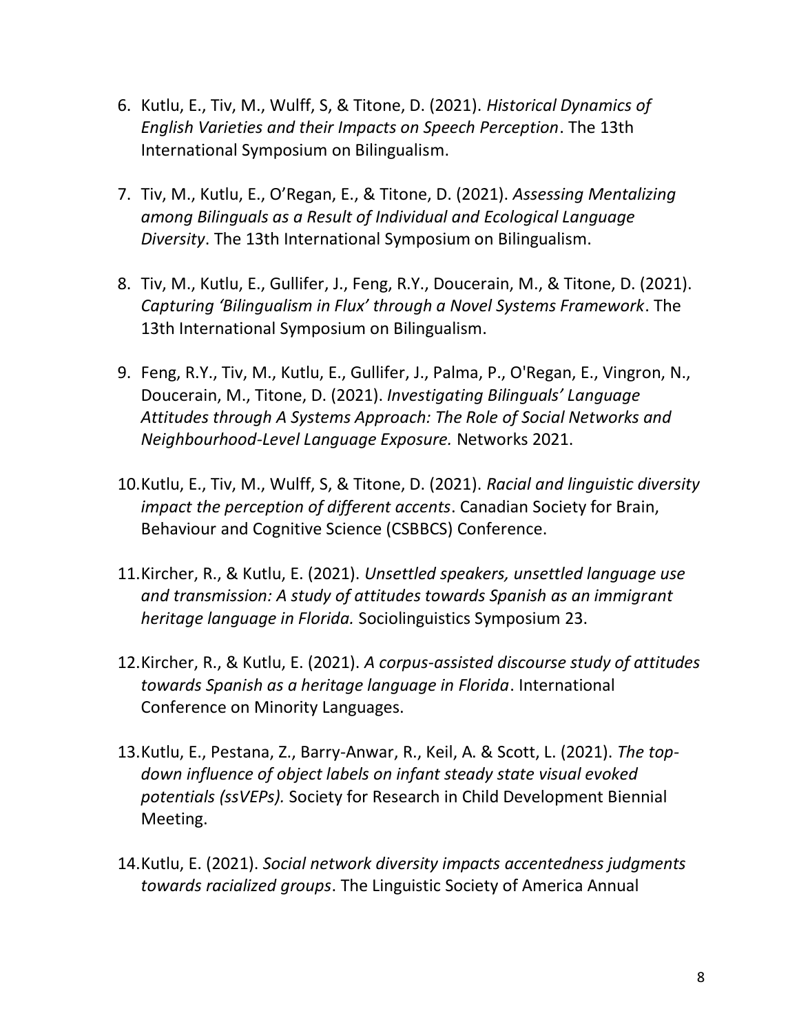6. Kutlu, E., Tiv, M., Wulff, S, & Titone, D. (2021). *Historical Dynamics of English Varieties and their Impacts on Speech Perception*. The 13th International Symposium on Bilingualism.

7. Tiv, M., Kutlu, E., O'Regan, E., & Titone, D. (2021). *Assessing Mentalizing among Bilinguals as a Result of Individual and Ecological Language Diversity*. The 13th International Symposium on Bilingualism.

8. Tiv, M., Kutlu, E., Gullifer, J., Feng, R.Y., Doucerain, M., & Titone, D. (2021). *Capturing 'Bilingualism in Flux' through a Novel Systems Framework*. The 13th International Symposium on Bilingualism.

9. Feng, R.Y., Tiv, M., Kutlu, E., Gullifer, J., Palma, P., O'Regan, E., Vingron, N., Doucerain, M., Titone, D. (2021). *Investigating Bilinguals' Language Attitudes through A Systems Approach: The Role of Social Networks and Neighbourhood-Level Language Exposure.* Networks 2021.

10. Kutlu, E., Tiv, M., Wulff, S, & Titone, D. (2021). *Racial and linguistic diversity impact the perception of different accents*. Canadian Society for Brain, Behaviour and Cognitive Science (CSBBCS) Conference.

11. Kircher, R., & Kutlu, E. (2021). *Unsettled speakers, unsettled language use and transmission: A study of attitudes towards Spanish as an immigrant heritage language in Florida.* Sociolinguistics Symposium 23.

12. Kircher, R., & Kutlu, E. (2021). *A corpus-assisted discourse study of attitudes towards Spanish as a heritage language in Florida*. International Conference on Minority Languages.

13. Kutlu, E., Pestana, Z., Barry-Anwar, R., Keil, A. & Scott, L. (2021). *The top-down influence of object labels on infant steady state visual evoked potentials (ssVEPs).* Society for Research in Child Development Biennial Meeting.

14. Kutlu, E. (2021). *Social network diversity impacts accentedness judgments towards racialized groups*. The Linguistic Society of America Annual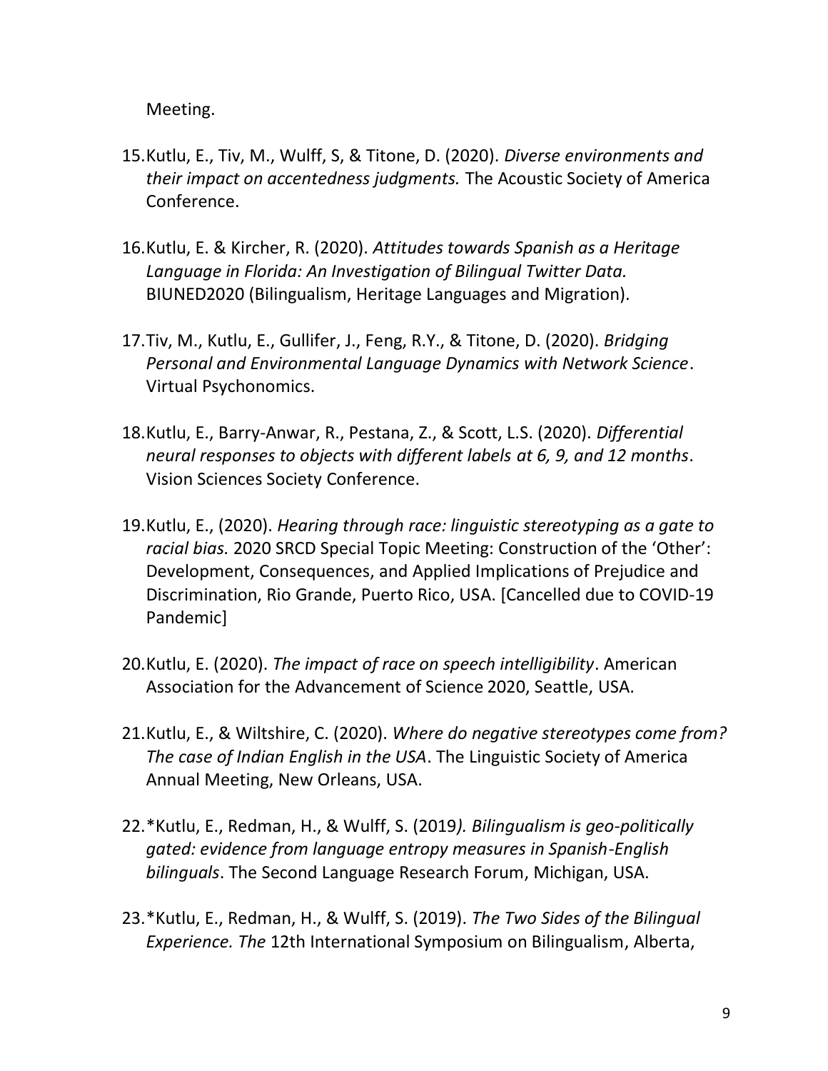Meeting.

15. Kutlu, E., Tiv, M., Wulff, S, & Titone, D. (2020). *Diverse environments and their impact on accentedness judgments.* The Acoustic Society of America Conference.

16. Kutlu, E. & Kircher, R. (2020). *Attitudes towards Spanish as a Heritage Language in Florida: An Investigation of Bilingual Twitter Data.* BIUNED2020 (Bilingualism, Heritage Languages and Migration).

17. Tiv, M., Kutlu, E., Gullifer, J., Feng, R.Y., & Titone, D. (2020). *Bridging Personal and Environmental Language Dynamics with Network Science*. Virtual Psychonomics.

18. Kutlu, E., Barry-Anwar, R., Pestana, Z., & Scott, L.S. (2020). *Differential neural responses to objects with different labels at 6, 9, and 12 months*. Vision Sciences Society Conference.

19. Kutlu, E., (2020). *Hearing through race: linguistic stereotyping as a gate to racial bias.* 2020 SRCD Special Topic Meeting: Construction of the 'Other': Development, Consequences, and Applied Implications of Prejudice and Discrimination, Rio Grande, Puerto Rico, USA. [Cancelled due to COVID-19 Pandemic]

20. Kutlu, E. (2020). *The impact of race on speech intelligibility*. American Association for the Advancement of Science 2020, Seattle, USA.

21. Kutlu, E., & Wiltshire, C. (2020). *Where do negative stereotypes come from? The case of Indian English in the USA*. The Linguistic Society of America Annual Meeting, New Orleans, USA.

22. *Kutlu, E., Redman, H., & Wulff, S. (2019*). Bilingualism is geo-politically gated: evidence from language entropy measures in Spanish-English bilinguals*. The Second Language Research Forum, Michigan, USA.

23. *Kutlu, E., Redman, H., & Wulff, S. (2019). *The Two Sides of the Bilingual Experience. The* 12th International Symposium on Bilingualism, Alberta,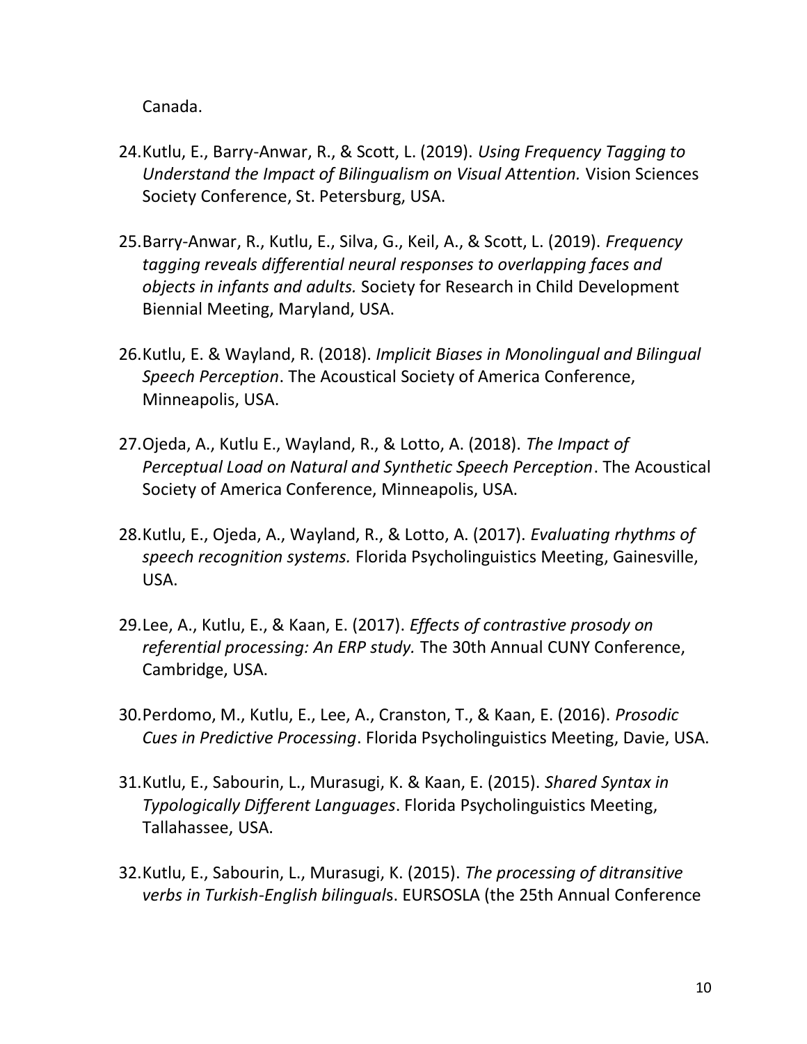Canada.

24. Kutlu, E., Barry-Anwar, R., & Scott, L. (2019). *Using Frequency Tagging to Understand the Impact of Bilingualism on Visual Attention.* Vision Sciences Society Conference, St. Petersburg, USA.

25. Barry-Anwar, R., Kutlu, E., Silva, G., Keil, A., & Scott, L. (2019). *Frequency tagging reveals differential neural responses to overlapping faces and objects in infants and adults.* Society for Research in Child Development Biennial Meeting, Maryland, USA.

26. Kutlu, E. & Wayland, R. (2018). *Implicit Biases in Monolingual and Bilingual Speech Perception*. The Acoustical Society of America Conference, Minneapolis, USA.

27. Ojeda, A., Kutlu E., Wayland, R., & Lotto, A. (2018). *The Impact of Perceptual Load on Natural and Synthetic Speech Perception*. The Acoustical Society of America Conference, Minneapolis, USA.

28. Kutlu, E., Ojeda, A., Wayland, R., & Lotto, A. (2017). *Evaluating rhythms of speech recognition systems.* Florida Psycholinguistics Meeting, Gainesville, USA.

29. Lee, A., Kutlu, E., & Kaan, E. (2017). *Effects of contrastive prosody on referential processing: An ERP study.* The 30th Annual CUNY Conference, Cambridge, USA.

30. Perdomo, M., Kutlu, E., Lee, A., Cranston, T., & Kaan, E. (2016). *Prosodic Cues in Predictive Processing*. Florida Psycholinguistics Meeting, Davie, USA.

31. Kutlu, E., Sabourin, L., Murasugi, K. & Kaan, E. (2015). *Shared Syntax in Typologically Different Languages*. Florida Psycholinguistics Meeting, Tallahassee, USA.

32. Kutlu, E., Sabourin, L., Murasugi, K. (2015). *The processing of ditransitive verbs in Turkish-English bilinguals*. EURSOSLA (the 25th Annual Conference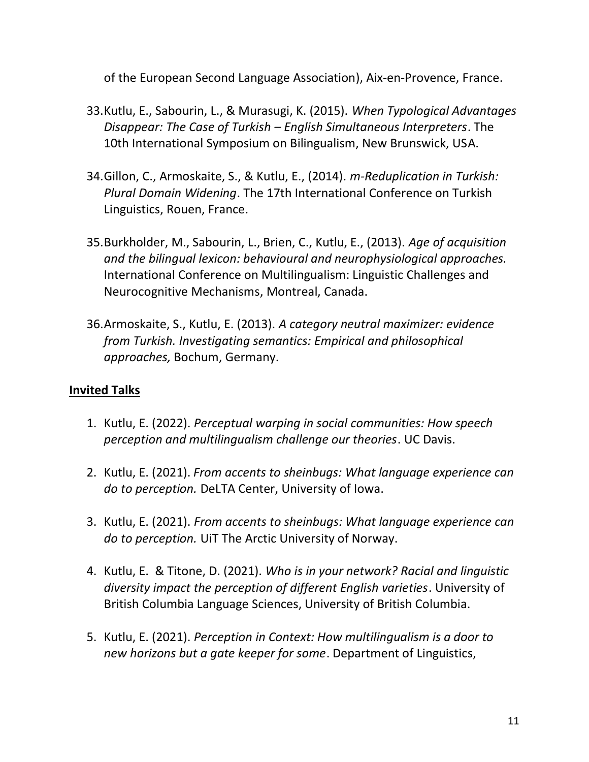of the European Second Language Association), Aix-en-Provence, France.

33. Kutlu, E., Sabourin, L., & Murasugi, K. (2015). *When Typological Advantages Disappear: The Case of Turkish – English Simultaneous Interpreters*. The 10th International Symposium on Bilingualism, New Brunswick, USA.

34. Gillon, C., Armoskaite, S., & Kutlu, E., (2014). *m-Reduplication in Turkish: Plural Domain Widening*. The 17th International Conference on Turkish Linguistics, Rouen, France.

35. Burkholder, M., Sabourin, L., Brien, C., Kutlu, E., (2013). *Age of acquisition and the bilingual lexicon: behavioural and neurophysiological approaches.* International Conference on Multilingualism: Linguistic Challenges and Neurocognitive Mechanisms, Montreal, Canada.

36. Armoskaite, S., Kutlu, E. (2013). *A category neutral maximizer: evidence from Turkish. Investigating semantics: Empirical and philosophical approaches,* Bochum, Germany.

## Invited Talks

1. Kutlu, E. (2022). *Perceptual warping in social communities: How speech perception and multilingualism challenge our theories*. UC Davis.

2. Kutlu, E. (2021). *From accents to sheinbugs: What language experience can do to perception.* DeLTA Center, University of Iowa.

3. Kutlu, E. (2021). *From accents to sheinbugs: What language experience can do to perception.* UiT The Arctic University of Norway.

4. Kutlu, E. & Titone, D. (2021). *Who is in your network? Racial and linguistic diversity impact the perception of different English varieties*. University of British Columbia Language Sciences, University of British Columbia.

5. Kutlu, E. (2021). *Perception in Context: How multilingualism is a door to new horizons but a gate keeper for some*. Department of Linguistics,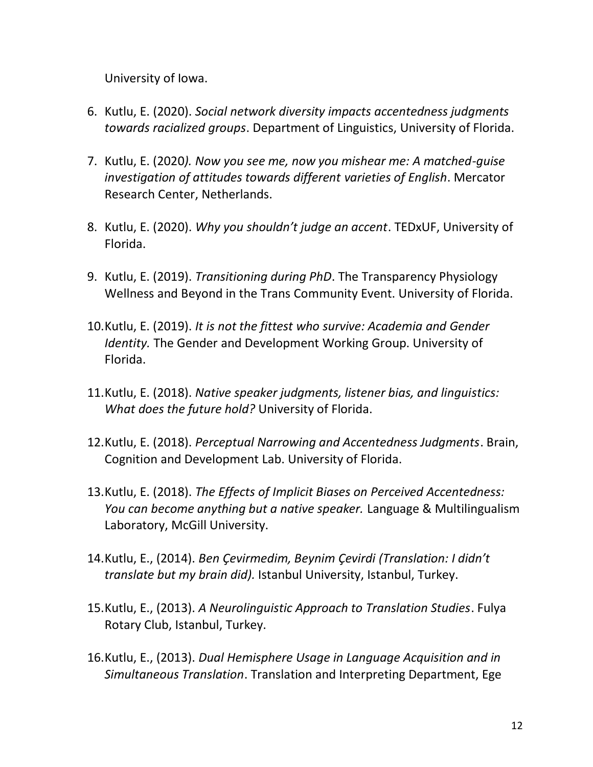University of Iowa.

6. Kutlu, E. (2020). *Social network diversity impacts accentedness judgments towards racialized groups*. Department of Linguistics, University of Florida.

7. Kutlu, E. (2020*). Now you see me, now you mishear me: A matched-guise investigation of attitudes towards different varieties of English*. Mercator Research Center, Netherlands.

8. Kutlu, E. (2020). *Why you shouldn't judge an accent*. TEDxUF, University of Florida.

9. Kutlu, E. (2019). *Transitioning during PhD*. The Transparency Physiology Wellness and Beyond in the Trans Community Event. University of Florida.

10. Kutlu, E. (2019). *It is not the fittest who survive: Academia and Gender Identity.* The Gender and Development Working Group. University of Florida.

11. Kutlu, E. (2018). *Native speaker judgments, listener bias, and linguistics: What does the future hold?* University of Florida.

12. Kutlu, E. (2018). *Perceptual Narrowing and Accentedness Judgments*. Brain, Cognition and Development Lab. University of Florida.

13. Kutlu, E. (2018). *The Effects of Implicit Biases on Perceived Accentedness: You can become anything but a native speaker.* Language & Multilingualism Laboratory, McGill University.

14. Kutlu, E., (2014). *Ben Çevirmedim, Beynim Çevirdi (Translation: I didn't translate but my brain did).* Istanbul University, Istanbul, Turkey.

15. Kutlu, E., (2013). *A Neurolinguistic Approach to Translation Studies*. Fulya Rotary Club, Istanbul, Turkey.

16. Kutlu, E., (2013). *Dual Hemisphere Usage in Language Acquisition and in Simultaneous Translation*. Translation and Interpreting Department, Ege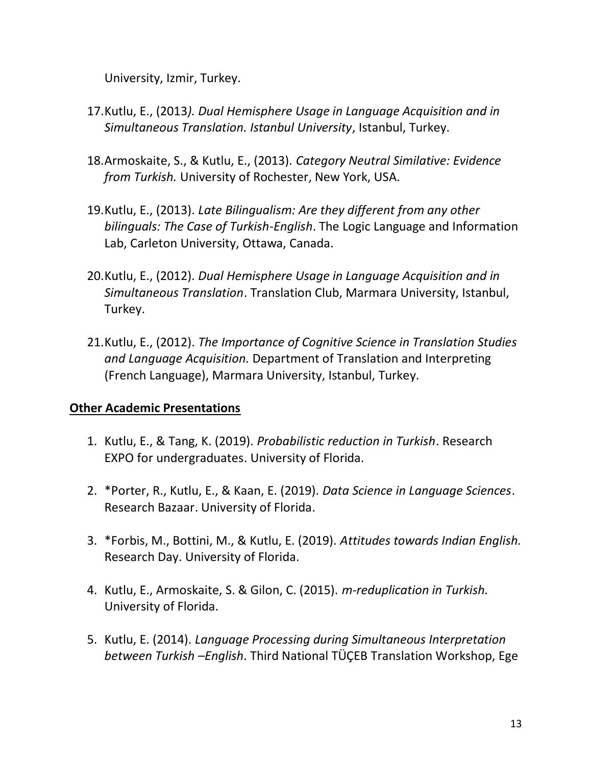University, Izmir, Turkey.

17. Kutlu, E., (2013*). Dual Hemisphere Usage in Language Acquisition and in Simultaneous Translation. Istanbul University*, Istanbul, Turkey.

18. Armoskaite, S., & Kutlu, E., (2013). *Category Neutral Similative: Evidence from Turkish.* University of Rochester, New York, USA.

19. Kutlu, E., (2013). *Late Bilingualism: Are they different from any other bilinguals: The Case of Turkish-English*. The Logic Language and Information Lab, Carleton University, Ottawa, Canada.

20. Kutlu, E., (2012). *Dual Hemisphere Usage in Language Acquisition and in Simultaneous Translation*. Translation Club, Marmara University, Istanbul, Turkey.

21. Kutlu, E., (2012). *The Importance of Cognitive Science in Translation Studies and Language Acquisition.* Department of Translation and Interpreting (French Language), Marmara University, Istanbul, Turkey.

**Other Academic Presentations**

1. Kutlu, E., & Tang, K. (2019). *Probabilistic reduction in Turkish*. Research EXPO for undergraduates. University of Florida.

2. *Porter, R., Kutlu, E., & Kaan, E. (2019). *Data Science in Language Sciences*. Research Bazaar. University of Florida.

3. *Forbis, M., Bottini, M., & Kutlu, E. (2019). *Attitudes towards Indian English.* Research Day. University of Florida.

4. Kutlu, E., Armoskaite, S. & Gilon, C. (2015). *m-reduplication in Turkish.* University of Florida.

5. Kutlu, E. (2014). *Language Processing during Simultaneous Interpretation between Turkish –English*. Third National TÜÇEB Translation Workshop, Ege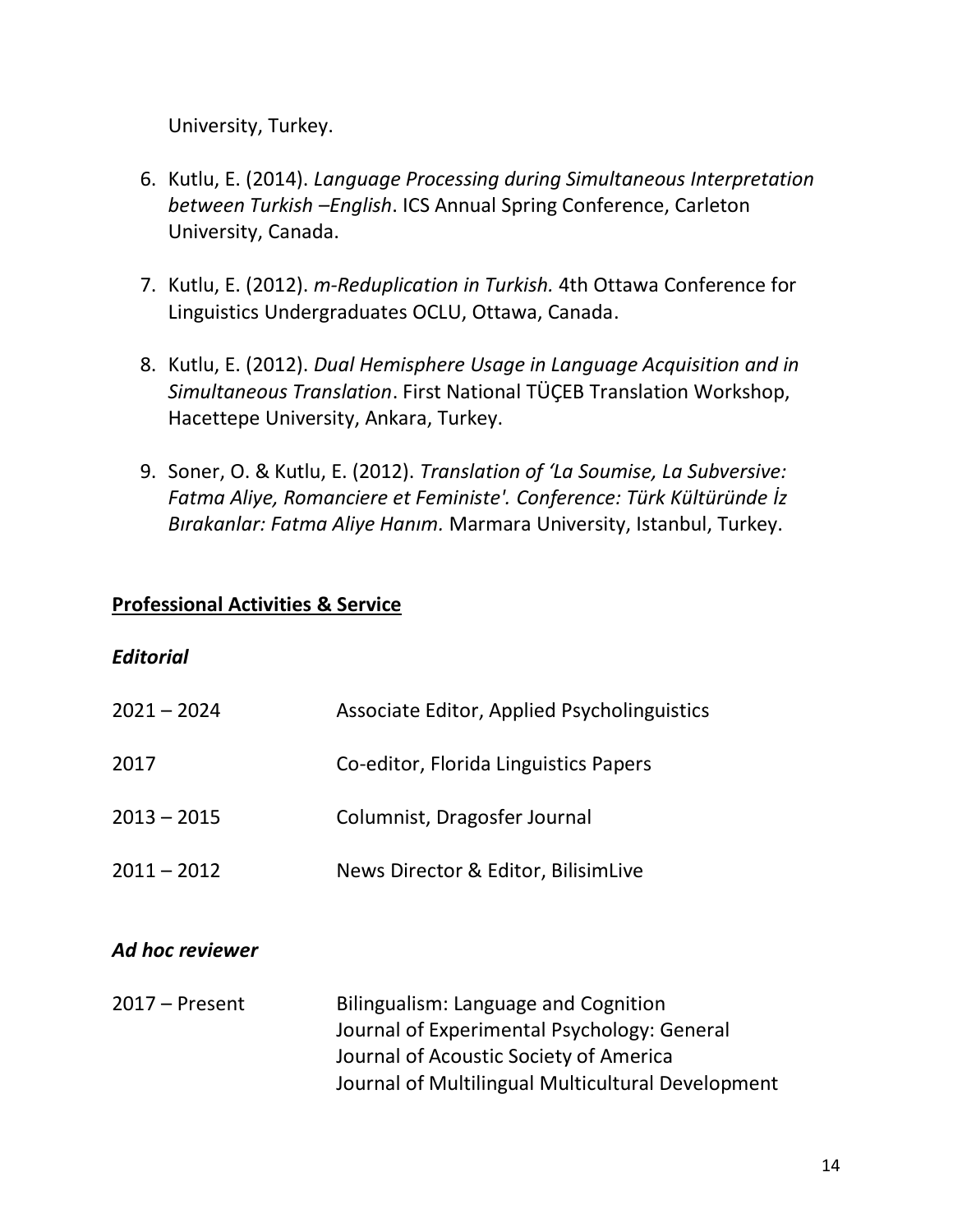University, Turkey.

6. Kutlu, E. (2014). *Language Processing during Simultaneous Interpretation between Turkish –English*. ICS Annual Spring Conference, Carleton University, Canada.

7. Kutlu, E. (2012). *m-Reduplication in Turkish.* 4th Ottawa Conference for Linguistics Undergraduates OCLU, Ottawa, Canada.

8. Kutlu, E. (2012). *Dual Hemisphere Usage in Language Acquisition and in Simultaneous Translation*. First National TÜÇEB Translation Workshop, Hacettepe University, Ankara, Turkey.

9. Soner, O. & Kutlu, E. (2012). *Translation of 'La Soumise, La Subversive: Fatma Aliye, Romanciere et Feministe'. Conference: Türk Kültüründe İz Bırakanlar: Fatma Aliye Hanım.* Marmara University, Istanbul, Turkey.

## **<u>Professional Activities & Service</u>**

### ***Editorial***

| | |
|---|---|
| 2021 – 2024 | Associate Editor, Applied Psycholinguistics |
| 2017 | Co-editor, Florida Linguistics Papers |
| 2013 – 2015 | Columnist, Dragosfer Journal |
| 2011 – 2012 | News Director & Editor, BilisimLive |

### ***Ad hoc reviewer***

| | |
|---|---|
| 2017 – Present | Bilingualism: Language and Cognition<br>Journal of Experimental Psychology: General<br>Journal of Acoustic Society of America<br>Journal of Multilingual Multicultural Development |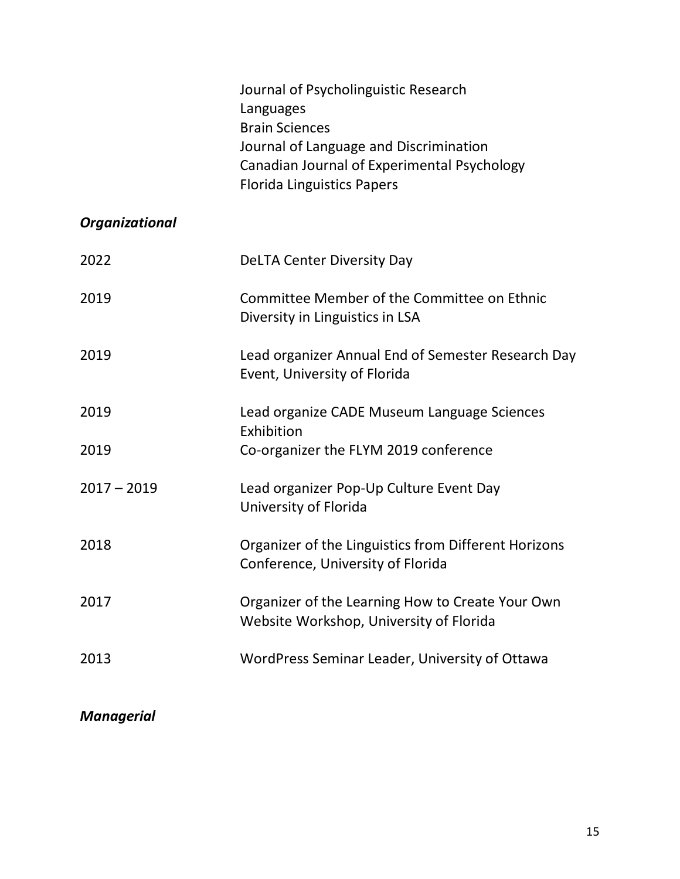Journal of Psycholinguistic Research
Languages
Brain Sciences
Journal of Language and Discrimination
Canadian Journal of Experimental Psychology
Florida Linguistics Papers

***Organizational***

| | |
|---|---|
| 2022 | DeLTA Center Diversity Day |
| 2019 | Committee Member of the Committee on Ethnic Diversity in Linguistics in LSA |
| 2019 | Lead organizer Annual End of Semester Research Day Event, University of Florida |
| 2019 | Lead organize CADE Museum Language Sciences Exhibition |
| 2019 | Co-organizer the FLYM 2019 conference |
| 2017 – 2019 | Lead organizer Pop-Up Culture Event Day University of Florida |
| 2018 | Organizer of the Linguistics from Different Horizons Conference, University of Florida |
| 2017 | Organizer of the Learning How to Create Your Own Website Workshop, University of Florida |
| 2013 | WordPress Seminar Leader, University of Ottawa |

***Managerial***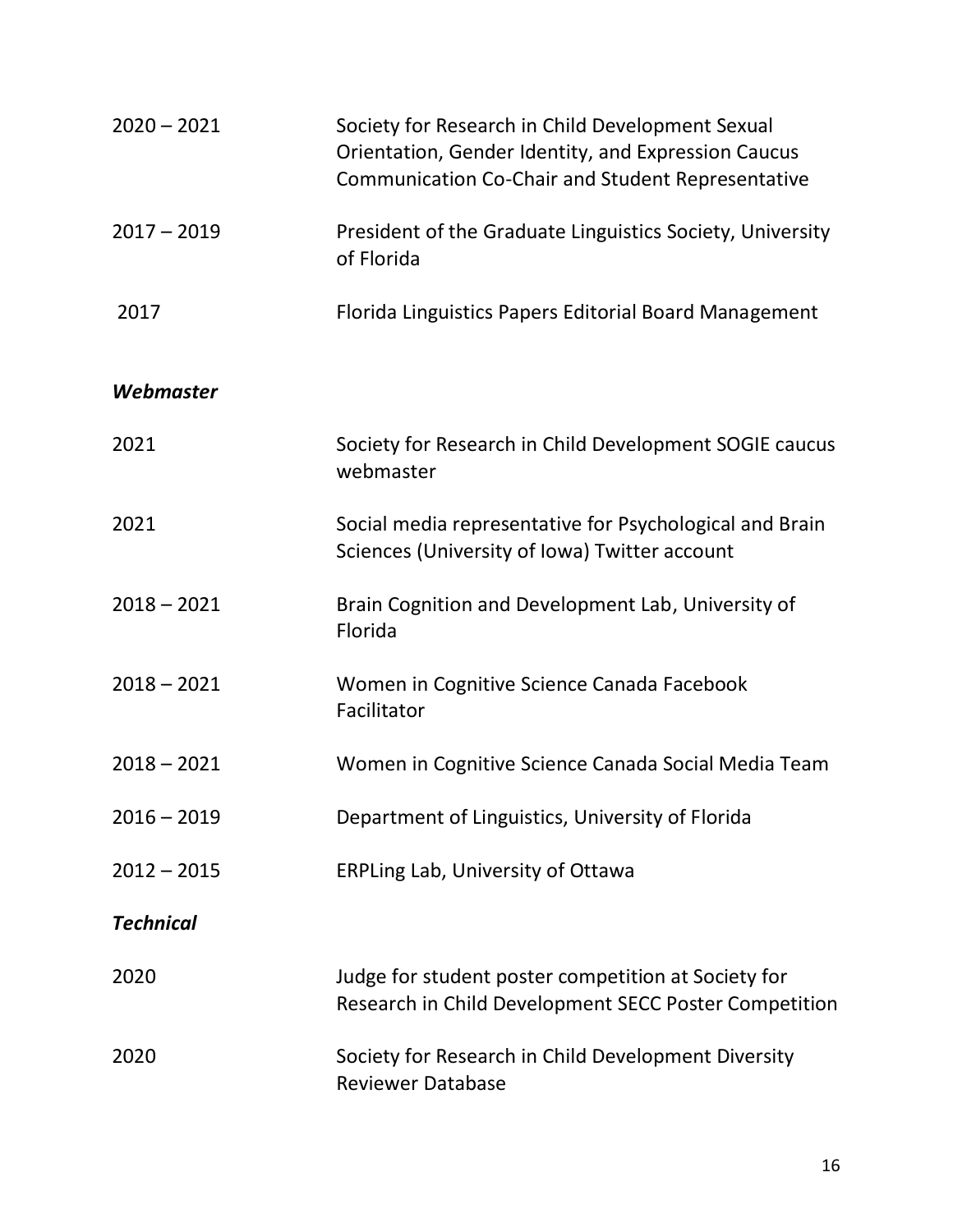| | |
|---|---|
| 2020 – 2021 | Society for Research in Child Development Sexual Orientation, Gender Identity, and Expression Caucus Communication Co-Chair and Student Representative |
| 2017 – 2019 | President of the Graduate Linguistics Society, University of Florida |
| 2017 | Florida Linguistics Papers Editorial Board Management |

***Webmaster***

| | |
|---|---|
| 2021 | Society for Research in Child Development SOGIE caucus webmaster |
| 2021 | Social media representative for Psychological and Brain Sciences (University of Iowa) Twitter account |
| 2018 – 2021 | Brain Cognition and Development Lab, University of Florida |
| 2018 – 2021 | Women in Cognitive Science Canada Facebook Facilitator |
| 2018 – 2021 | Women in Cognitive Science Canada Social Media Team |
| 2016 – 2019 | Department of Linguistics, University of Florida |
| 2012 – 2015 | ERPLing Lab, University of Ottawa |

***Technical***

| | |
|---|---|
| 2020 | Judge for student poster competition at Society for Research in Child Development SECC Poster Competition |
| 2020 | Society for Research in Child Development Diversity Reviewer Database |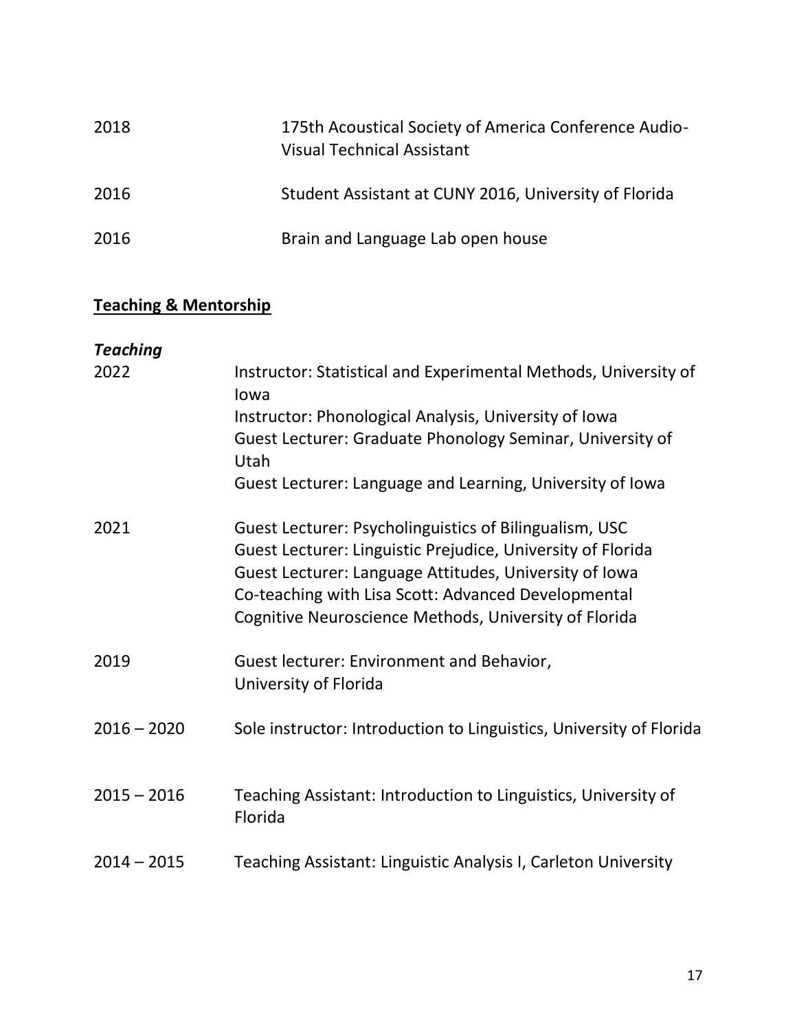| | |
|---|---|
| 2018 | 175th Acoustical Society of America Conference Audio-Visual Technical Assistant |
| 2016 | Student Assistant at CUNY 2016, University of Florida |
| 2016 | Brain and Language Lab open house |

## Teaching & Mentorship

### *Teaching*

| | |
|---|---|
| 2022 | Instructor: Statistical and Experimental Methods, University of Iowa<br>Instructor: Phonological Analysis, University of Iowa<br>Guest Lecturer: Graduate Phonology Seminar, University of Utah<br>Guest Lecturer: Language and Learning, University of Iowa |
| 2021 | Guest Lecturer: Psycholinguistics of Bilingualism, USC<br>Guest Lecturer: Linguistic Prejudice, University of Florida<br>Guest Lecturer: Language Attitudes, University of Iowa<br>Co-teaching with Lisa Scott: Advanced Developmental Cognitive Neuroscience Methods, University of Florida |
| 2019 | Guest lecturer: Environment and Behavior, University of Florida |
| 2016 – 2020 | Sole instructor: Introduction to Linguistics, University of Florida |
| 2015 – 2016 | Teaching Assistant: Introduction to Linguistics, University of Florida |
| 2014 – 2015 | Teaching Assistant: Linguistic Analysis I, Carleton University |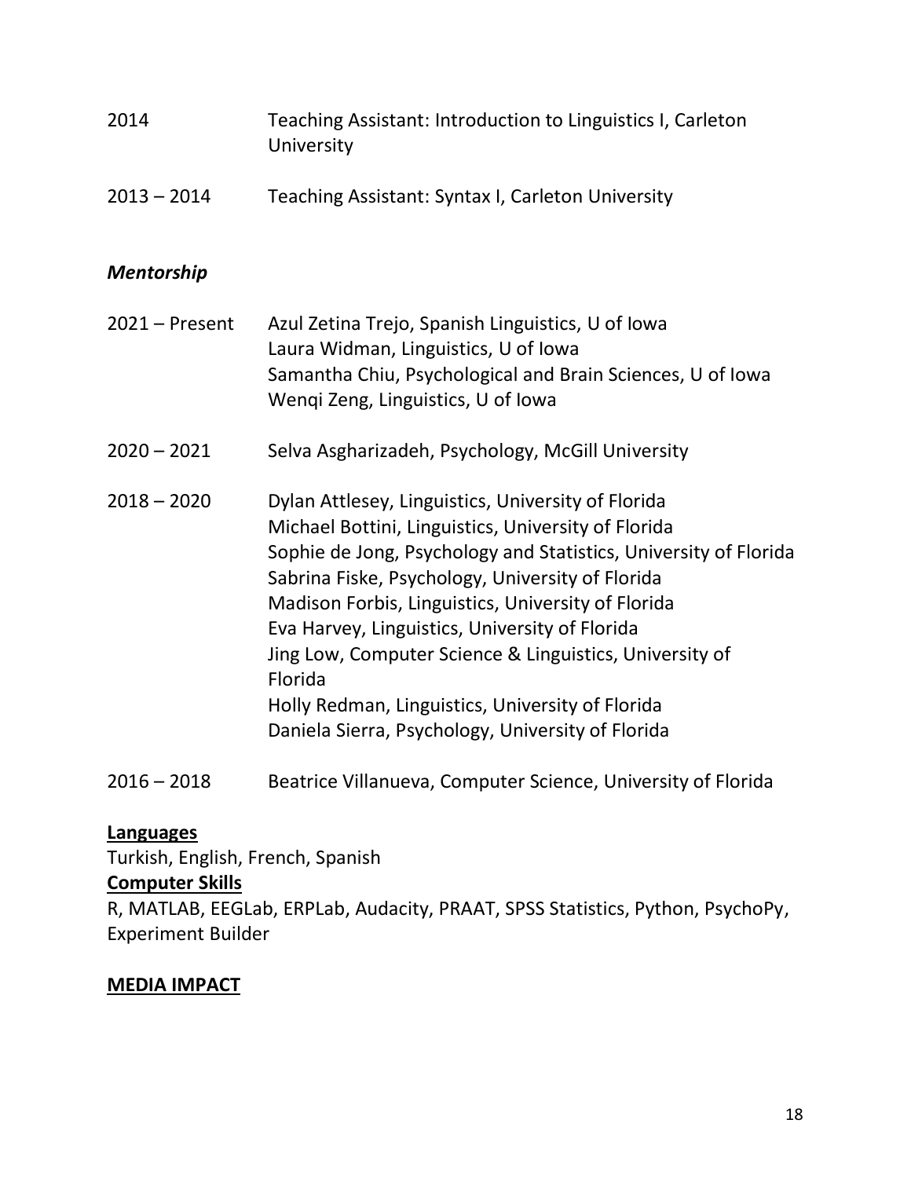2014 Teaching Assistant: Introduction to Linguistics I, Carleton University

2013 – 2014 Teaching Assistant: Syntax I, Carleton University

### *Mentorship*

2021 – Present
- Azul Zetina Trejo, Spanish Linguistics, U of Iowa
- Laura Widman, Linguistics, U of Iowa
- Samantha Chiu, Psychological and Brain Sciences, U of Iowa
- Wenqi Zeng, Linguistics, U of Iowa

2020 – 2021
- Selva Asgharizadeh, Psychology, McGill University

2018 – 2020
- Dylan Attlesey, Linguistics, University of Florida
- Michael Bottini, Linguistics, University of Florida
- Sophie de Jong, Psychology and Statistics, University of Florida
- Sabrina Fiske, Psychology, University of Florida
- Madison Forbis, Linguistics, University of Florida
- Eva Harvey, Linguistics, University of Florida
- Jing Low, Computer Science & Linguistics, University of Florida
- Holly Redman, Linguistics, University of Florida
- Daniela Sierra, Psychology, University of Florida

2016 – 2018
- Beatrice Villanueva, Computer Science, University of Florida

## Languages

Turkish, English, French, Spanish

## Computer Skills

R, MATLAB, EEGLab, ERPLab, Audacity, PRAAT, SPSS Statistics, Python, PsychoPy, Experiment Builder

## MEDIA IMPACT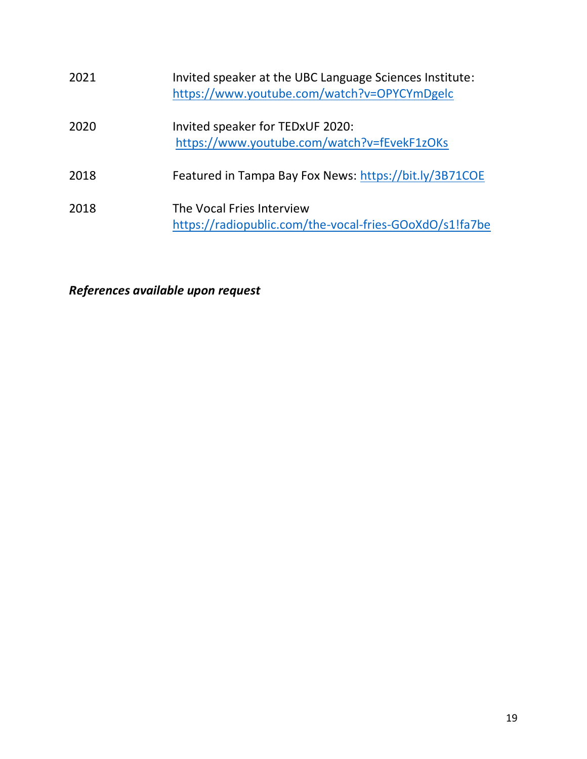| | |
|---|---|
| 2021 | Invited speaker at the UBC Language Sciences Institute: https://www.youtube.com/watch?v=OPYCYmDgelc |
| 2020 | Invited speaker for TEDxUF 2020: https://www.youtube.com/watch?v=fEvekF1zOKs |
| 2018 | Featured in Tampa Bay Fox News: https://bit.ly/3B71COE |
| 2018 | The Vocal Fries Interview https://radiopublic.com/the-vocal-fries-GOoXdO/s1!fa7be |

***References available upon request***